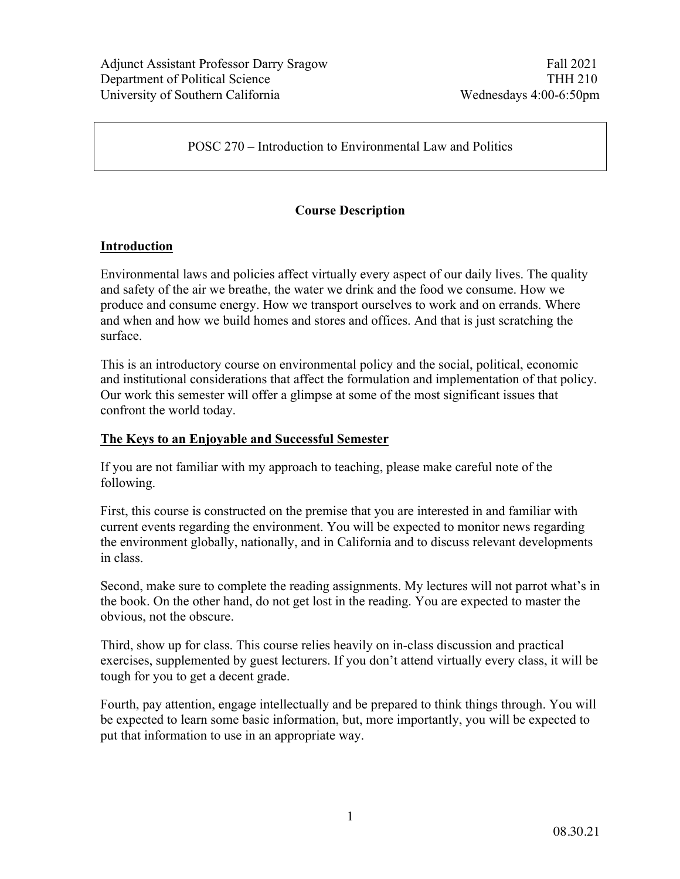Adjunct Assistant Professor Darry Sragow
Department of Political Science
University of Southern California

Fall 2021
THH 210
Wednesdays 4:00-6:50pm

# POSC 270 – Introduction to Environmental Law and Politics

## Course Description

### Introduction

Environmental laws and policies affect virtually every aspect of our daily lives. The quality and safety of the air we breathe, the water we drink and the food we consume. How we produce and consume energy. How we transport ourselves to work and on errands. Where and when and how we build homes and stores and offices. And that is just scratching the surface.

This is an introductory course on environmental policy and the social, political, economic and institutional considerations that affect the formulation and implementation of that policy. Our work this semester will offer a glimpse at some of the most significant issues that confront the world today.

### The Keys to an Enjoyable and Successful Semester

If you are not familiar with my approach to teaching, please make careful note of the following.

First, this course is constructed on the premise that you are interested in and familiar with current events regarding the environment. You will be expected to monitor news regarding the environment globally, nationally, and in California and to discuss relevant developments in class.

Second, make sure to complete the reading assignments. My lectures will not parrot what's in the book. On the other hand, do not get lost in the reading. You are expected to master the obvious, not the obscure.

Third, show up for class. This course relies heavily on in-class discussion and practical exercises, supplemented by guest lecturers. If you don't attend virtually every class, it will be tough for you to get a decent grade.

Fourth, pay attention, engage intellectually and be prepared to think things through. You will be expected to learn some basic information, but, more importantly, you will be expected to put that information to use in an appropriate way.

08.30.21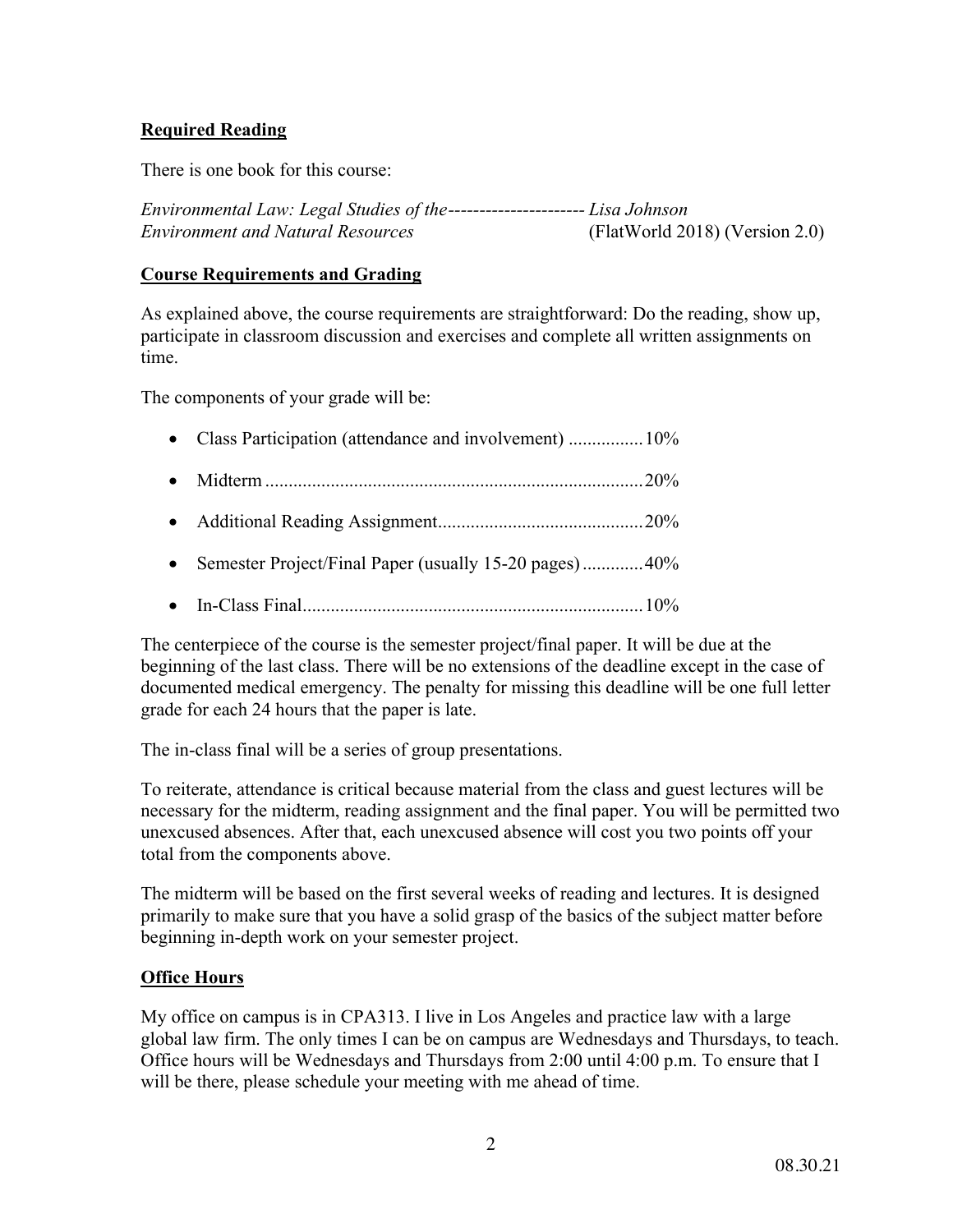## Required Reading

There is one book for this course:

*Environmental Law: Legal Studies of the Environment and Natural Resources* ---------------------- Lisa Johnson (FlatWorld 2018) (Version 2.0)

## Course Requirements and Grading

As explained above, the course requirements are straightforward: Do the reading, show up, participate in classroom discussion and exercises and complete all written assignments on time.

The components of your grade will be:

- Class Participation (attendance and involvement) ................10%
- Midterm ................................................................................20%
- Additional Reading Assignment............................................20%
- Semester Project/Final Paper (usually 15-20 pages).............40%
- In-Class Final.........................................................................10%

The centerpiece of the course is the semester project/final paper. It will be due at the beginning of the last class. There will be no extensions of the deadline except in the case of documented medical emergency. The penalty for missing this deadline will be one full letter grade for each 24 hours that the paper is late.

The in-class final will be a series of group presentations.

To reiterate, attendance is critical because material from the class and guest lectures will be necessary for the midterm, reading assignment and the final paper. You will be permitted two unexcused absences. After that, each unexcused absence will cost you two points off your total from the components above.

The midterm will be based on the first several weeks of reading and lectures. It is designed primarily to make sure that you have a solid grasp of the basics of the subject matter before beginning in-depth work on your semester project.

## Office Hours

My office on campus is in CPA313. I live in Los Angeles and practice law with a large global law firm. The only times I can be on campus are Wednesdays and Thursdays, to teach. Office hours will be Wednesdays and Thursdays from 2:00 until 4:00 p.m. To ensure that I will be there, please schedule your meeting with me ahead of time.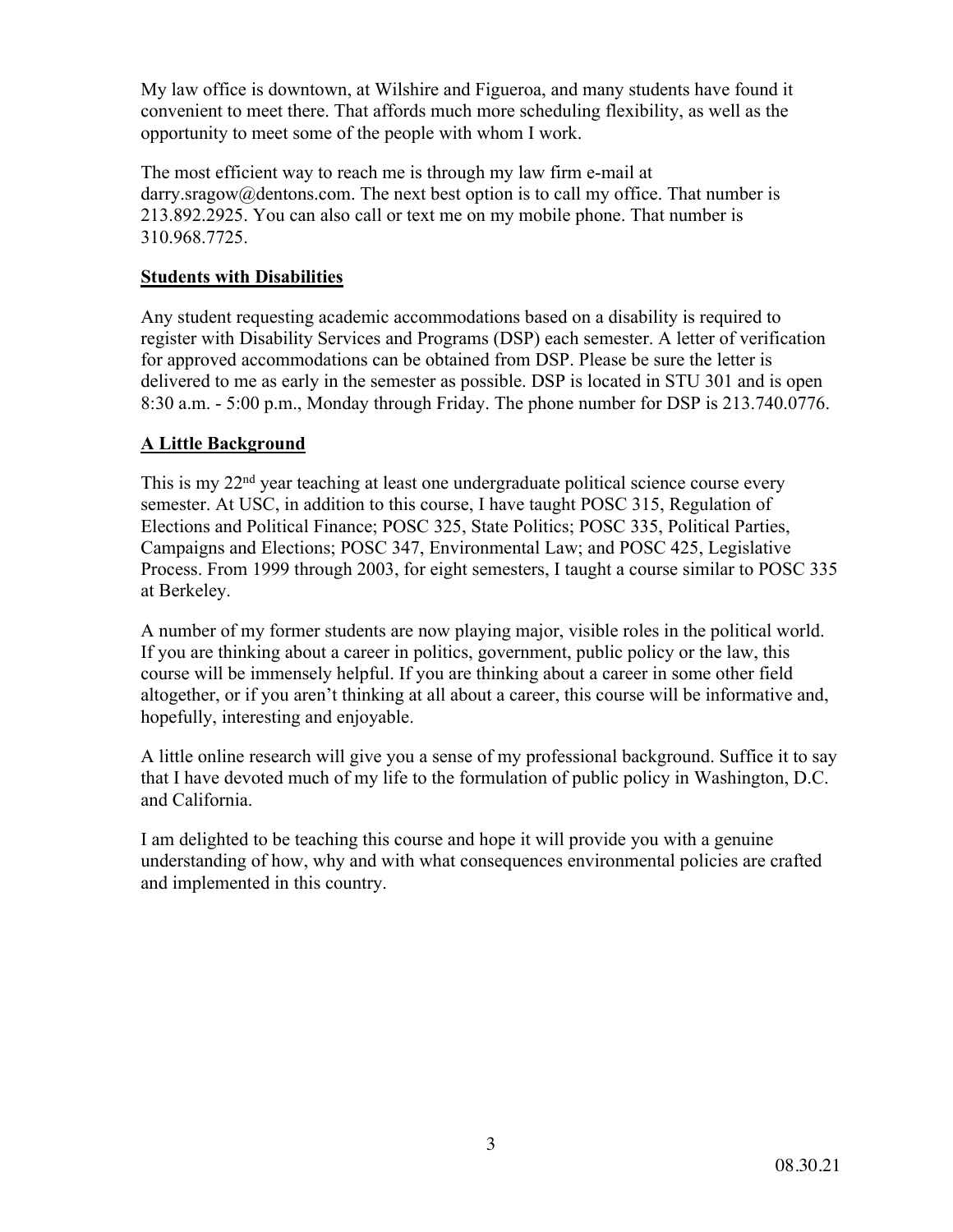My law office is downtown, at Wilshire and Figueroa, and many students have found it convenient to meet there. That affords much more scheduling flexibility, as well as the opportunity to meet some of the people with whom I work.

The most efficient way to reach me is through my law firm e-mail at darry.sragow@dentons.com. The next best option is to call my office. That number is 213.892.2925. You can also call or text me on my mobile phone. That number is 310.968.7725.

## Students with Disabilities

Any student requesting academic accommodations based on a disability is required to register with Disability Services and Programs (DSP) each semester. A letter of verification for approved accommodations can be obtained from DSP. Please be sure the letter is delivered to me as early in the semester as possible. DSP is located in STU 301 and is open 8:30 a.m. - 5:00 p.m., Monday through Friday. The phone number for DSP is 213.740.0776.

## A Little Background

This is my 22nd year teaching at least one undergraduate political science course every semester. At USC, in addition to this course, I have taught POSC 315, Regulation of Elections and Political Finance; POSC 325, State Politics; POSC 335, Political Parties, Campaigns and Elections; POSC 347, Environmental Law; and POSC 425, Legislative Process. From 1999 through 2003, for eight semesters, I taught a course similar to POSC 335 at Berkeley.

A number of my former students are now playing major, visible roles in the political world. If you are thinking about a career in politics, government, public policy or the law, this course will be immensely helpful. If you are thinking about a career in some other field altogether, or if you aren't thinking at all about a career, this course will be informative and, hopefully, interesting and enjoyable.

A little online research will give you a sense of my professional background. Suffice it to say that I have devoted much of my life to the formulation of public policy in Washington, D.C. and California.

I am delighted to be teaching this course and hope it will provide you with a genuine understanding of how, why and with what consequences environmental policies are crafted and implemented in this country.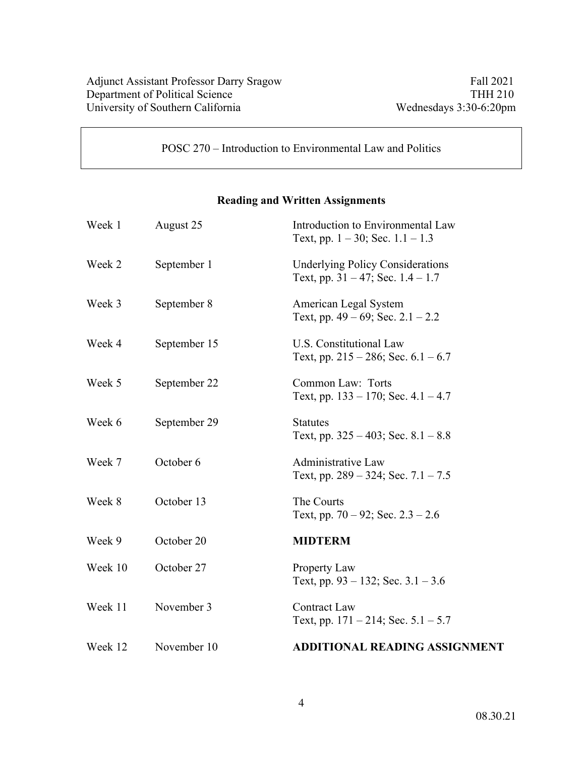Adjunct Assistant Professor Darry Sragow
Department of Political Science
University of Southern California

Fall 2021
THH 210
Wednesdays 3:30-6:20pm

POSC 270 – Introduction to Environmental Law and Politics

## Reading and Written Assignments

| | | |
|---|---|---|
| Week 1 | August 25 | Introduction to Environmental Law<br>Text, pp. 1 – 30; Sec. 1.1 – 1.3 |
| Week 2 | September 1 | Underlying Policy Considerations<br>Text, pp. 31 – 47; Sec. 1.4 – 1.7 |
| Week 3 | September 8 | American Legal System<br>Text, pp. 49 – 69; Sec. 2.1 – 2.2 |
| Week 4 | September 15 | U.S. Constitutional Law<br>Text, pp. 215 – 286; Sec. 6.1 – 6.7 |
| Week 5 | September 22 | Common Law: Torts<br>Text, pp. 133 – 170; Sec. 4.1 – 4.7 |
| Week 6 | September 29 | Statutes<br>Text, pp. 325 – 403; Sec. 8.1 – 8.8 |
| Week 7 | October 6 | Administrative Law<br>Text, pp. 289 – 324; Sec. 7.1 – 7.5 |
| Week 8 | October 13 | The Courts<br>Text, pp. 70 – 92; Sec. 2.3 – 2.6 |
| Week 9 | October 20 | **MIDTERM** |
| Week 10 | October 27 | Property Law<br>Text, pp. 93 – 132; Sec. 3.1 – 3.6 |
| Week 11 | November 3 | Contract Law<br>Text, pp. 171 – 214; Sec. 5.1 – 5.7 |
| Week 12 | November 10 | **ADDITIONAL READING ASSIGNMENT** |

08.30.21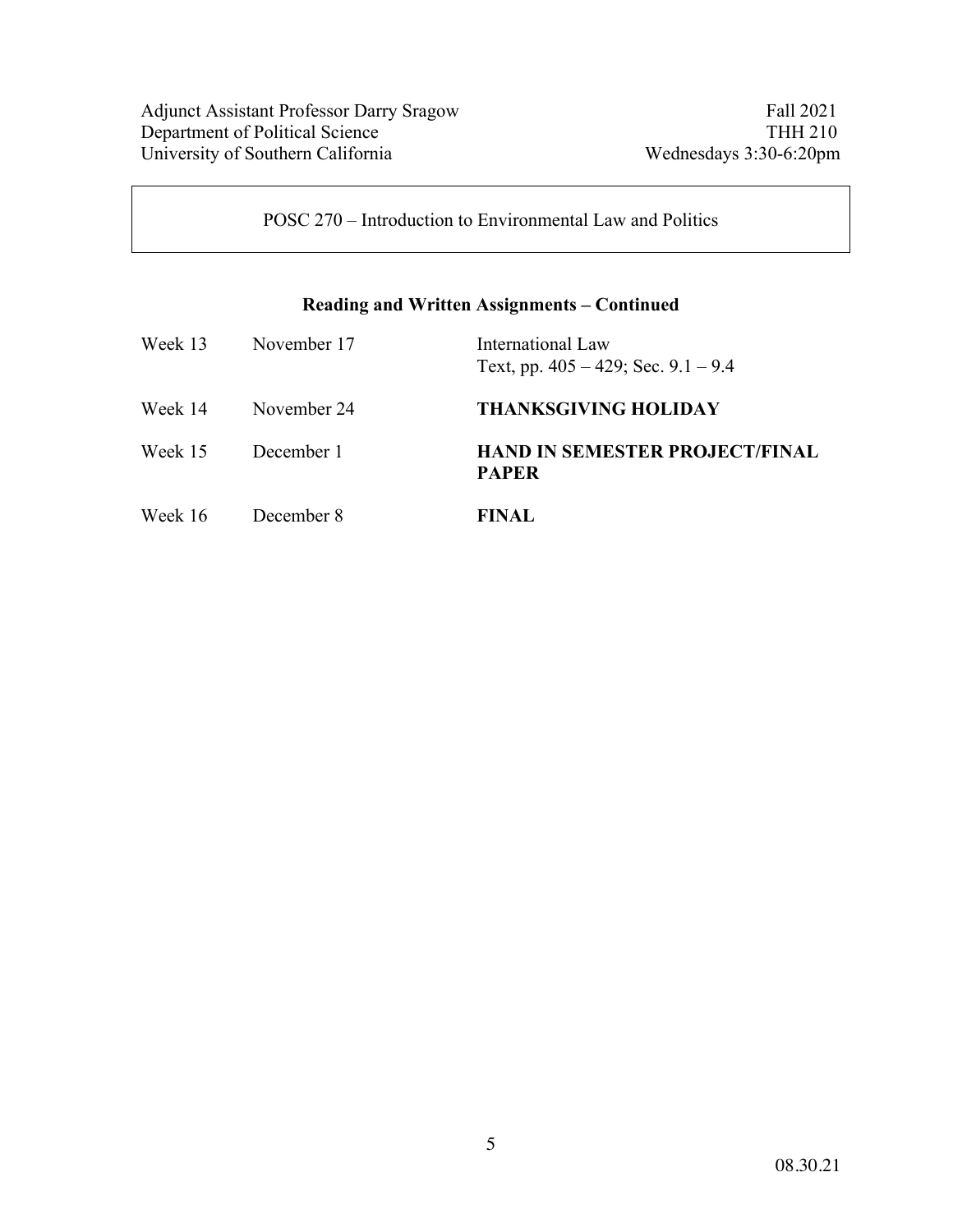Adjunct Assistant Professor Darry Sragow
Department of Political Science
University of Southern California

Fall 2021
THH 210
Wednesdays 3:30-6:20pm

POSC 270 – Introduction to Environmental Law and Politics

## Reading and Written Assignments – Continued

| | | |
|---|---|---|
| Week 13 | November 17 | International Law<br>Text, pp. 405 – 429; Sec. 9.1 – 9.4 |
| Week 14 | November 24 | **THANKSGIVING HOLIDAY** |
| Week 15 | December 1 | **HAND IN SEMESTER PROJECT/FINAL PAPER** |
| Week 16 | December 8 | **FINAL** |

08.30.21